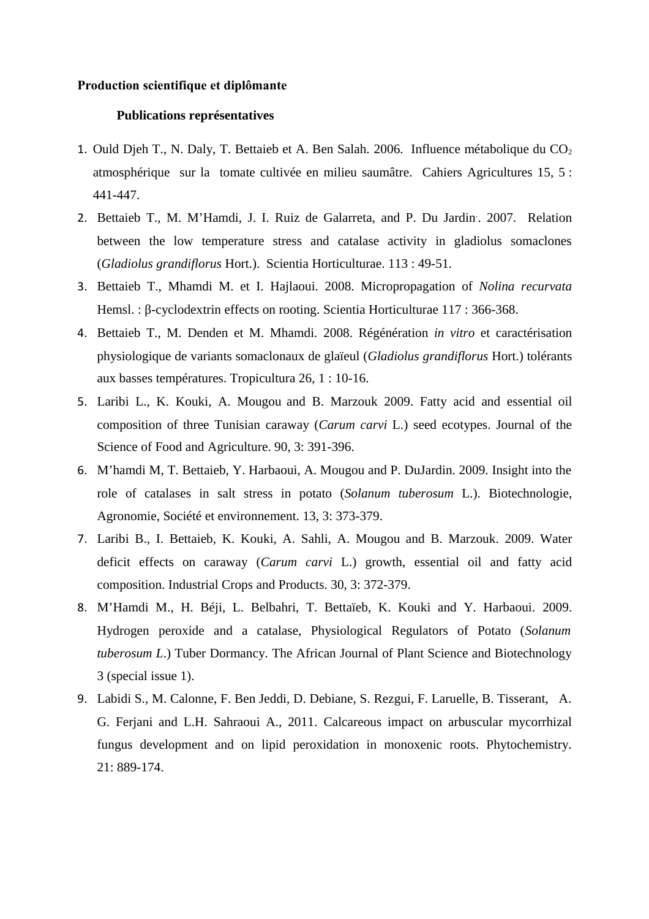**Production scientifique et diplômante**

**Publications représentatives**

1. Ould Djeh T., N. Daly, T. Bettaieb et A. Ben Salah. 2006. Influence métabolique du $CO_2$ atmosphérique sur la tomate cultivée en milieu saumâtre. Cahiers Agricultures 15, 5 : 441-447.
2. Bettaieb T., M. M'Hamdi, J. I. Ruiz de Galarreta, and P. Du Jardin. 2007. Relation between the low temperature stress and catalase activity in gladiolus somaclones (*Gladiolus grandiflorus* Hort.). Scientia Horticulturae. 113 : 49-51.
3. Bettaieb T., Mhamdi M. et I. Hajlaoui. 2008. Micropropagation of *Nolina recurvata* Hemsl. : β-cyclodextrin effects on rooting. Scientia Horticulturae 117 : 366-368.
4. Bettaieb T., M. Denden et M. Mhamdi. 2008. Régénération *in vitro* et caractérisation physiologique de variants somaclonaux de glaïeul (*Gladiolus grandiflorus* Hort.) tolérants aux basses températures. Tropicultura 26, 1 : 10-16.
5. Laribi L., K. Kouki, A. Mougou and B. Marzouk 2009. Fatty acid and essential oil composition of three Tunisian caraway (*Carum carvi* L.) seed ecotypes. Journal of the Science of Food and Agriculture. 90, 3: 391-396.
6. M'hamdi M, T. Bettaieb, Y. Harbaoui, A. Mougou and P. DuJardin. 2009. Insight into the role of catalases in salt stress in potato (*Solanum tuberosum* L.). Biotechnologie, Agronomie, Société et environnement. 13, 3: 373-379.
7. Laribi B., I. Bettaieb, K. Kouki, A. Sahli, A. Mougou and B. Marzouk. 2009. Water deficit effects on caraway (*Carum carvi* L.) growth, essential oil and fatty acid composition. Industrial Crops and Products. 30, 3: 372-379.
8. M'Hamdi M., H. Béji, L. Belbahri, T. Bettaïeb, K. Kouki and Y. Harbaoui. 2009. Hydrogen peroxide and a catalase, Physiological Regulators of Potato (*Solanum tuberosum L.*) Tuber Dormancy. The African Journal of Plant Science and Biotechnology 3 (special issue 1).
9. Labidi S., M. Calonne, F. Ben Jeddi, D. Debiane, S. Rezgui, F. Laruelle, B. Tisserant, A. G. Ferjani and L.H. Sahraoui A., 2011. Calcareous impact on arbuscular mycorrhizal fungus development and on lipid peroxidation in monoxenic roots. Phytochemistry. 21: 889-174.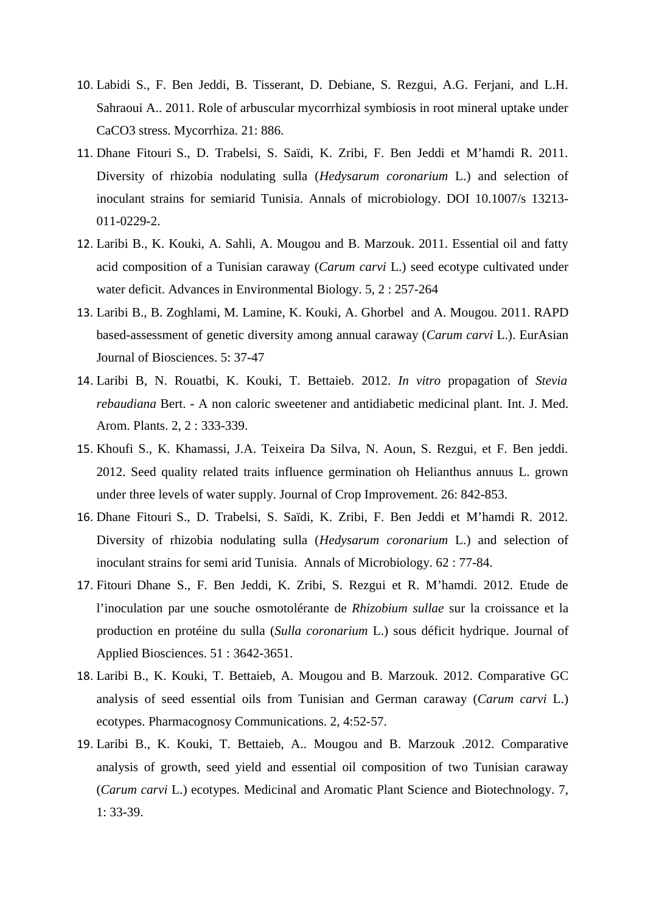10. Labidi S., F. Ben Jeddi, B. Tisserant, D. Debiane, S. Rezgui, A.G. Ferjani, and L.H. Sahraoui A.. 2011. Role of arbuscular mycorrhizal symbiosis in root mineral uptake under CaCO3 stress. Mycorrhiza. 21: 886.
11. Dhane Fitouri S., D. Trabelsi, S. Saïdi, K. Zribi, F. Ben Jeddi et M'hamdi R. 2011. Diversity of rhizobia nodulating sulla (*Hedysarum coronarium* L.) and selection of inoculant strains for semiarid Tunisia. Annals of microbiology. DOI 10.1007/s 13213-011-0229-2.
12. Laribi B., K. Kouki, A. Sahli, A. Mougou and B. Marzouk. 2011. Essential oil and fatty acid composition of a Tunisian caraway (*Carum carvi* L.) seed ecotype cultivated under water deficit. Advances in Environmental Biology. 5, 2 : 257-264
13. Laribi B., B. Zoghlami, M. Lamine, K. Kouki, A. Ghorbel and A. Mougou. 2011. RAPD based-assessment of genetic diversity among annual caraway (*Carum carvi* L.). EurAsian Journal of Biosciences. 5: 37-47
14. Laribi B, N. Rouatbi, K. Kouki, T. Bettaieb. 2012. *In vitro* propagation of *Stevia rebaudiana* Bert. - A non caloric sweetener and antidiabetic medicinal plant. Int. J. Med. Arom. Plants. 2, 2 : 333-339.
15. Khoufi S., K. Khamassi, J.A. Teixeira Da Silva, N. Aoun, S. Rezgui, et F. Ben jeddi. 2012. Seed quality related traits influence germination oh Helianthus annuus L. grown under three levels of water supply. Journal of Crop Improvement. 26: 842-853.
16. Dhane Fitouri S., D. Trabelsi, S. Saïdi, K. Zribi, F. Ben Jeddi et M'hamdi R. 2012. Diversity of rhizobia nodulating sulla (*Hedysarum coronarium* L.) and selection of inoculant strains for semi arid Tunisia. Annals of Microbiology. 62 : 77-84.
17. Fitouri Dhane S., F. Ben Jeddi, K. Zribi, S. Rezgui et R. M'hamdi. 2012. Etude de l'inoculation par une souche osmotolérante de *Rhizobium sullae* sur la croissance et la production en protéine du sulla (*Sulla coronarium* L.) sous déficit hydrique. Journal of Applied Biosciences. 51 : 3642-3651.
18. Laribi B., K. Kouki, T. Bettaieb, A. Mougou and B. Marzouk. 2012. Comparative GC analysis of seed essential oils from Tunisian and German caraway (*Carum carvi* L.) ecotypes. Pharmacognosy Communications. 2, 4:52-57.
19. Laribi B., K. Kouki, T. Bettaieb, A.. Mougou and B. Marzouk .2012. Comparative analysis of growth, seed yield and essential oil composition of two Tunisian caraway (*Carum carvi* L.) ecotypes. Medicinal and Aromatic Plant Science and Biotechnology. 7, 1: 33-39.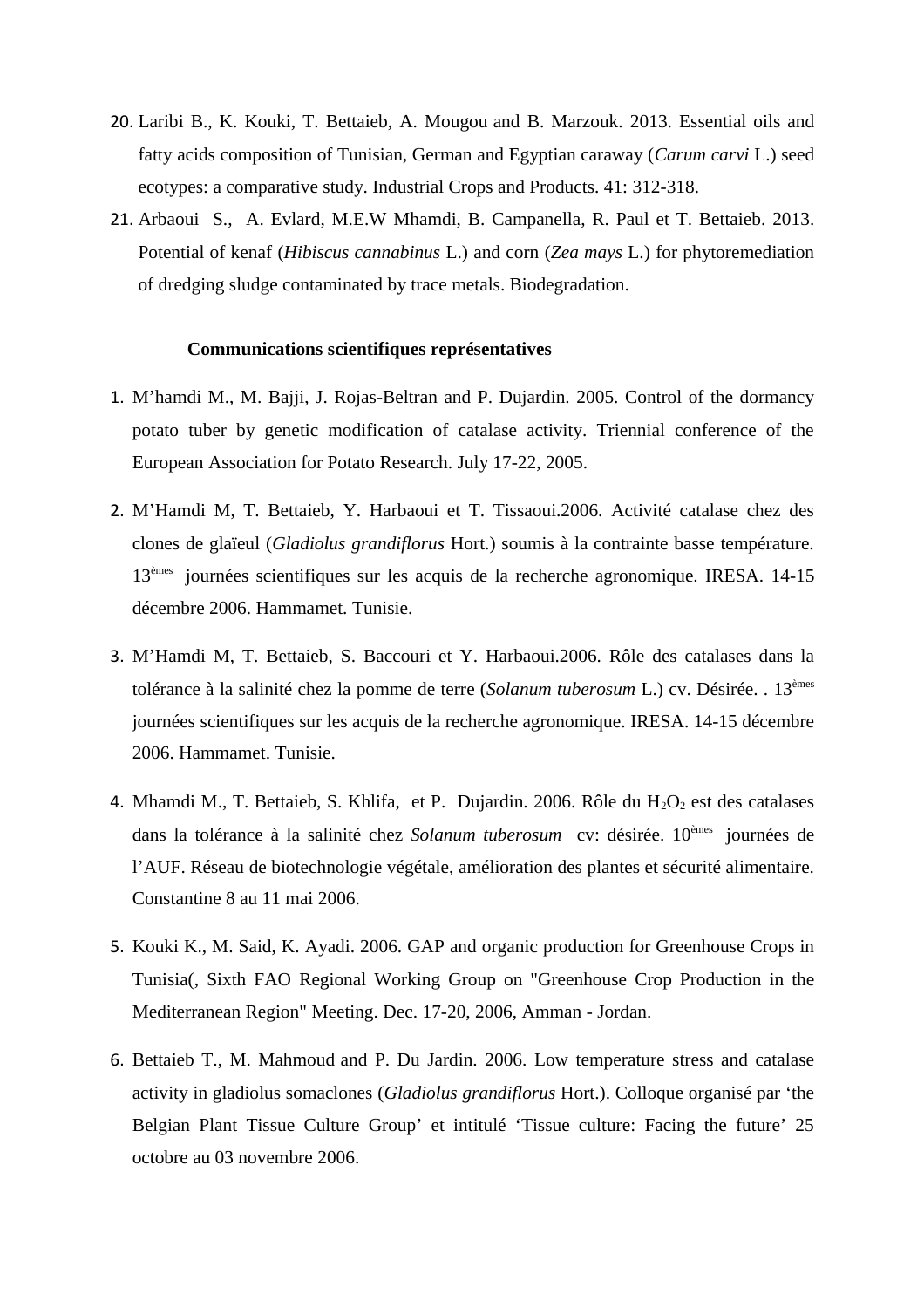20. Laribi B., K. Kouki, T. Bettaieb, A. Mougou and B. Marzouk. 2013. Essential oils and fatty acids composition of Tunisian, German and Egyptian caraway (*Carum carvi* L.) seed ecotypes: a comparative study. Industrial Crops and Products. 41: 312-318.
21. Arbaoui S., A. Evlard, M.E.W Mhamdi, B. Campanella, R. Paul et T. Bettaieb. 2013. Potential of kenaf (*Hibiscus cannabinus* L.) and corn (*Zea mays* L.) for phytoremediation of dredging sludge contaminated by trace metals. Biodegradation.

**Communications scientifiques représentatives**

1. M'hamdi M., M. Bajji, J. Rojas-Beltran and P. Dujardin. 2005. Control of the dormancy potato tuber by genetic modification of catalase activity. Triennial conference of the European Association for Potato Research. July 17-22, 2005.

2. M'Hamdi M, T. Bettaieb, Y. Harbaoui et T. Tissaoui.2006. Activité catalase chez des clones de glaïeul (*Gladiolus grandiflorus* Hort.) soumis à la contrainte basse température. 13èmes journées scientifiques sur les acquis de la recherche agronomique. IRESA. 14-15 décembre 2006. Hammamet. Tunisie.

3. M'Hamdi M, T. Bettaieb, S. Baccouri et Y. Harbaoui.2006. Rôle des catalases dans la tolérance à la salinité chez la pomme de terre (*Solanum tuberosum* L.) cv. Désirée. . 13èmes journées scientifiques sur les acquis de la recherche agronomique. IRESA. 14-15 décembre 2006. Hammamet. Tunisie.

4. Mhamdi M., T. Bettaieb, S. Khlifa, et P. Dujardin. 2006. Rôle du $H_2O_2$ est des catalases dans la tolérance à la salinité chez *Solanum tuberosum* cv: désirée. 10èmes journées de l'AUF. Réseau de biotechnologie végétale, amélioration des plantes et sécurité alimentaire. Constantine 8 au 11 mai 2006.

5. Kouki K., M. Said, K. Ayadi. 2006. GAP and organic production for Greenhouse Crops in Tunisia(, Sixth FAO Regional Working Group on "Greenhouse Crop Production in the Mediterranean Region" Meeting. Dec. 17-20, 2006, Amman - Jordan.

6. Bettaieb T., M. Mahmoud and P. Du Jardin. 2006. Low temperature stress and catalase activity in gladiolus somaclones (*Gladiolus grandiflorus* Hort.). Colloque organisé par 'the Belgian Plant Tissue Culture Group' et intitulé 'Tissue culture: Facing the future' 25 octobre au 03 novembre 2006.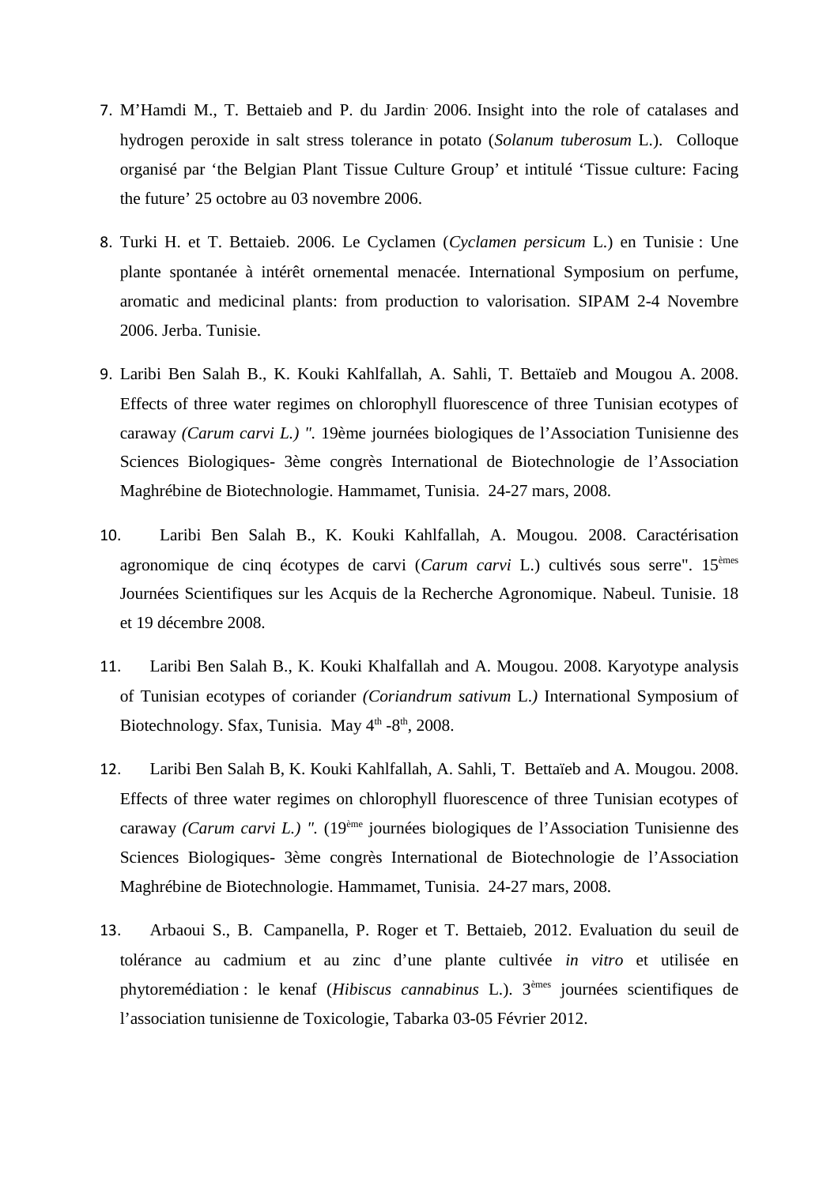7. M'Hamdi M., T. Bettaieb and P. du Jardin. 2006. Insight into the role of catalases and hydrogen peroxide in salt stress tolerance in potato (*Solanum tuberosum* L.). Colloque organisé par 'the Belgian Plant Tissue Culture Group' et intitulé 'Tissue culture: Facing the future' 25 octobre au 03 novembre 2006.

8. Turki H. et T. Bettaieb. 2006. Le Cyclamen (*Cyclamen persicum* L.) en Tunisie : Une plante spontanée à intérêt ornemental menacée. International Symposium on perfume, aromatic and medicinal plants: from production to valorisation. SIPAM 2-4 Novembre 2006. Jerba. Tunisie.

9. Laribi Ben Salah B., K. Kouki Kahlfallah, A. Sahli, T. Bettaïeb and Mougou A. 2008. Effects of three water regimes on chlorophyll fluorescence of three Tunisian ecotypes of caraway *(Carum carvi L.) ".* 19ème journées biologiques de l'Association Tunisienne des Sciences Biologiques- 3ème congrès International de Biotechnologie de l'Association Maghrébine de Biotechnologie. Hammamet, Tunisia. 24-27 mars, 2008.

10. Laribi Ben Salah B., K. Kouki Kahlfallah, A. Mougou. 2008. Caractérisation agronomique de cinq écotypes de carvi (*Carum carvi* L.) cultivés sous serre". 15èmes Journées Scientifiques sur les Acquis de la Recherche Agronomique. Nabeul. Tunisie. 18 et 19 décembre 2008.

11. Laribi Ben Salah B., K. Kouki Khalfallah and A. Mougou. 2008. Karyotype analysis of Tunisian ecotypes of coriander *(Coriandrum sativum* L.*)* International Symposium of Biotechnology. Sfax, Tunisia. May 4th -8th, 2008.

12. Laribi Ben Salah B, K. Kouki Kahlfallah, A. Sahli, T. Bettaïeb and A. Mougou. 2008. Effects of three water regimes on chlorophyll fluorescence of three Tunisian ecotypes of caraway *(Carum carvi L.) ".* (19ème journées biologiques de l'Association Tunisienne des Sciences Biologiques- 3ème congrès International de Biotechnologie de l'Association Maghrébine de Biotechnologie. Hammamet, Tunisia. 24-27 mars, 2008.

13. Arbaoui S., B. Campanella, P. Roger et T. Bettaieb, 2012. Evaluation du seuil de tolérance au cadmium et au zinc d'une plante cultivée *in vitro* et utilisée en phytoremédiation : le kenaf (*Hibiscus cannabinus* L.). 3èmes journées scientifiques de l'association tunisienne de Toxicologie, Tabarka 03-05 Février 2012.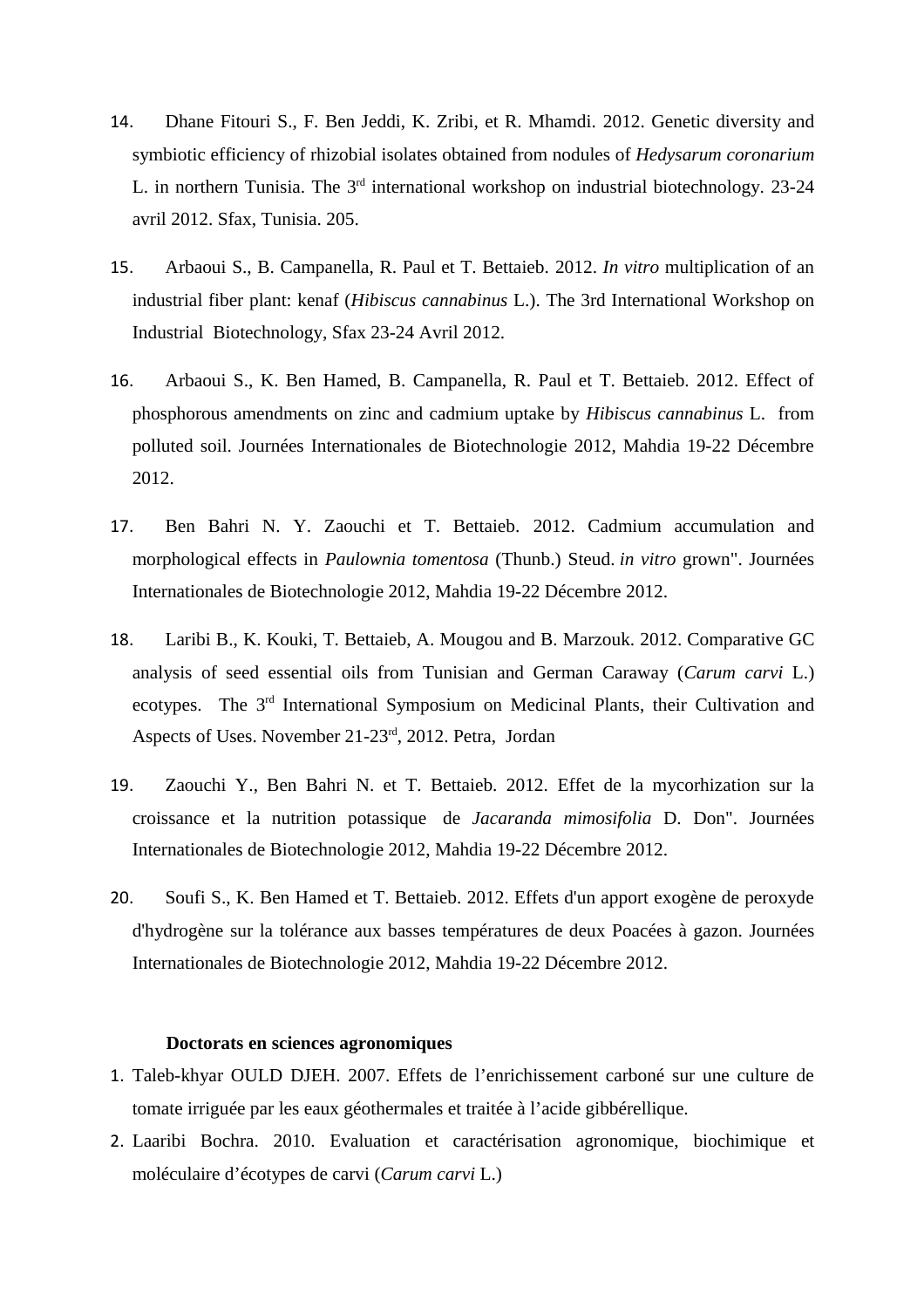14. Dhane Fitouri S., F. Ben Jeddi, K. Zribi, et R. Mhamdi. 2012. Genetic diversity and symbiotic efficiency of rhizobial isolates obtained from nodules of *Hedysarum coronarium* L. in northern Tunisia. The 3rd international workshop on industrial biotechnology. 23-24 avril 2012. Sfax, Tunisia. 205.

15. Arbaoui S., B. Campanella, R. Paul et T. Bettaieb. 2012. *In vitro* multiplication of an industrial fiber plant: kenaf (*Hibiscus cannabinus* L.). The 3rd International Workshop on Industrial Biotechnology, Sfax 23-24 Avril 2012.

16. Arbaoui S., K. Ben Hamed, B. Campanella, R. Paul et T. Bettaieb. 2012. Effect of phosphorous amendments on zinc and cadmium uptake by *Hibiscus cannabinus* L. from polluted soil. Journées Internationales de Biotechnologie 2012, Mahdia 19-22 Décembre 2012.

17. Ben Bahri N. Y. Zaouchi et T. Bettaieb. 2012. Cadmium accumulation and morphological effects in *Paulownia tomentosa* (Thunb.) Steud. *in vitro* grown". Journées Internationales de Biotechnologie 2012, Mahdia 19-22 Décembre 2012.

18. Laribi B., K. Kouki, T. Bettaieb, A. Mougou and B. Marzouk. 2012. Comparative GC analysis of seed essential oils from Tunisian and German Caraway (*Carum carvi* L.) ecotypes. The 3rd International Symposium on Medicinal Plants, their Cultivation and Aspects of Uses. November 21-23rd, 2012. Petra, Jordan

19. Zaouchi Y., Ben Bahri N. et T. Bettaieb. 2012. Effet de la mycorhization sur la croissance et la nutrition potassique de *Jacaranda mimosifolia* D. Don". Journées Internationales de Biotechnologie 2012, Mahdia 19-22 Décembre 2012.

20. Soufi S., K. Ben Hamed et T. Bettaieb. 2012. Effets d'un apport exogène de peroxyde d'hydrogène sur la tolérance aux basses températures de deux Poacées à gazon. Journées Internationales de Biotechnologie 2012, Mahdia 19-22 Décembre 2012.

**Doctorats en sciences agronomiques**

1. Taleb-khyar OULD DJEH. 2007. Effets de l'enrichissement carboné sur une culture de tomate irriguée par les eaux géothermales et traitée à l'acide gibbérellique.
2. Laaribi Bochra. 2010. Evaluation et caractérisation agronomique, biochimique et moléculaire d'écotypes de carvi (*Carum carvi* L.)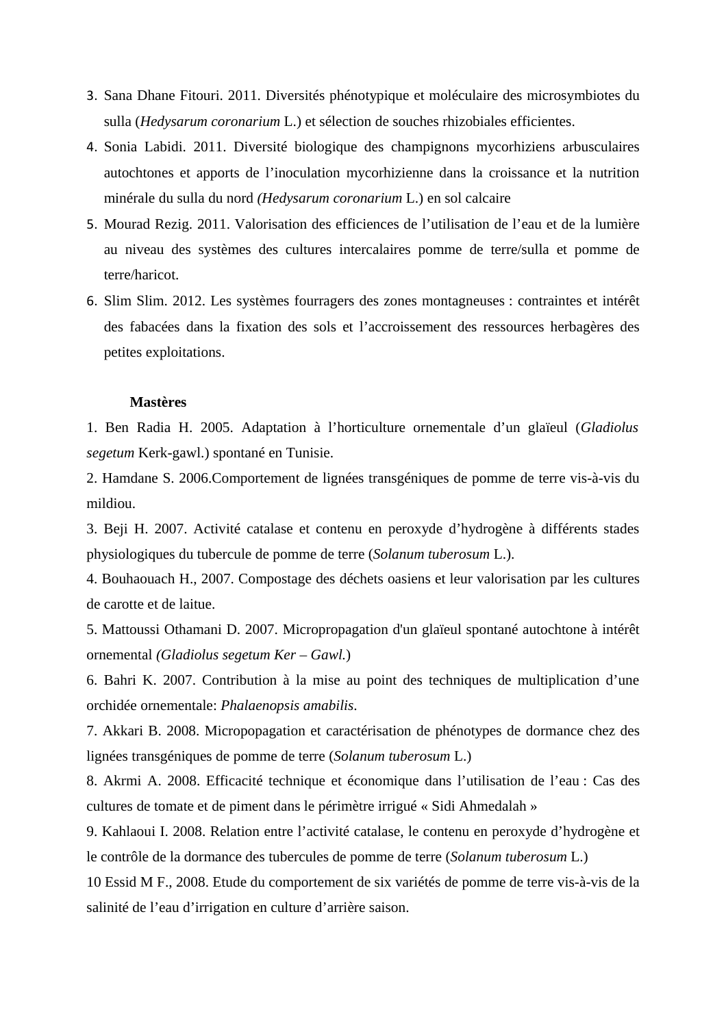3. Sana Dhane Fitouri. 2011. Diversités phénotypique et moléculaire des microsymbiotes du sulla (*Hedysarum coronarium* L.) et sélection de souches rhizobiales efficientes.
4. Sonia Labidi. 2011. Diversité biologique des champignons mycorhiziens arbusculaires autochtones et apports de l'inoculation mycorhizienne dans la croissance et la nutrition minérale du sulla du nord *(Hedysarum coronarium* L.) en sol calcaire
5. Mourad Rezig. 2011. Valorisation des efficiences de l'utilisation de l'eau et de la lumière au niveau des systèmes des cultures intercalaires pomme de terre/sulla et pomme de terre/haricot.
6. Slim Slim. 2012. Les systèmes fourragers des zones montagneuses : contraintes et intérêt des fabacées dans la fixation des sols et l'accroissement des ressources herbagères des petites exploitations.

**Mastères**

1. Ben Radia H. 2005. Adaptation à l'horticulture ornementale d'un glaïeul (*Gladiolus segetum* Kerk-gawl.) spontané en Tunisie.
2. Hamdane S. 2006.Comportement de lignées transgéniques de pomme de terre vis-à-vis du mildiou.
3. Beji H. 2007. Activité catalase et contenu en peroxyde d'hydrogène à différents stades physiologiques du tubercule de pomme de terre (*Solanum tuberosum* L.).
4. Bouhaouach H., 2007. Compostage des déchets oasiens et leur valorisation par les cultures de carotte et de laitue.
5. Mattoussi Othamani D. 2007. Micropropagation d'un glaïeul spontané autochtone à intérêt ornemental *(Gladiolus segetum Ker – Gawl.*)
6. Bahri K. 2007. Contribution à la mise au point des techniques de multiplication d'une orchidée ornementale: *Phalaenopsis amabilis*.
7. Akkari B. 2008. Micropopagation et caractérisation de phénotypes de dormance chez des lignées transgéniques de pomme de terre (*Solanum tuberosum* L.)
8. Akrmi A. 2008. Efficacité technique et économique dans l'utilisation de l'eau : Cas des cultures de tomate et de piment dans le périmètre irrigué « Sidi Ahmedalah »
9. Kahlaoui I. 2008. Relation entre l'activité catalase, le contenu en peroxyde d'hydrogène et le contrôle de la dormance des tubercules de pomme de terre (*Solanum tuberosum* L.)

10 Essid M F., 2008. Etude du comportement de six variétés de pomme de terre vis-à-vis de la salinité de l'eau d'irrigation en culture d'arrière saison.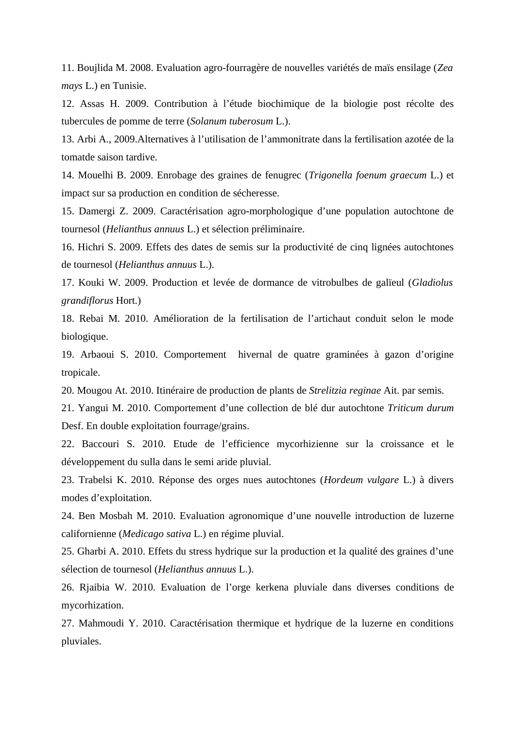11. Boujlida M. 2008. Evaluation agro-fourragère de nouvelles variétés de maïs ensilage (*Zea mays* L.) en Tunisie.

12. Assas H. 2009. Contribution à l'étude biochimique de la biologie post récolte des tubercules de pomme de terre (*Solanum tuberosum* L.).

13. Arbi A., 2009.Alternatives à l'utilisation de l'ammonitrate dans la fertilisation azotée de la tomatde saison tardive.

14. Mouelhi B. 2009. Enrobage des graines de fenugrec (*Trigonella foenum graecum* L.) et impact sur sa production en condition de sécheresse.

15. Damergi Z. 2009. Caractérisation agro-morphologique d'une population autochtone de tournesol (*Helianthus annuus* L.) et sélection préliminaire.

16. Hichri S. 2009. Effets des dates de semis sur la productivité de cinq lignées autochtones de tournesol (*Helianthus annuus* L.).

17. Kouki W. 2009. Production et levée de dormance de vitrobulbes de galïeul (*Gladiolus grandiflorus* Hort.)

18. Rebai M. 2010. Amélioration de la fertilisation de l'artichaut conduit selon le mode biologique.

19. Arbaoui S. 2010. Comportement hivernal de quatre graminées à gazon d'origine tropicale.

20. Mougou At. 2010. Itinéraire de production de plants de *Strelitzia reginae* Ait. par semis.

21. Yangui M. 2010. Comportement d'une collection de blé dur autochtone *Triticum durum* Desf. En double exploitation fourrage/grains.

22. Baccouri S. 2010. Etude de l'efficience mycorhizienne sur la croissance et le développement du sulla dans le semi aride pluvial.

23. Trabelsi K. 2010. Réponse des orges nues autochtones (*Hordeum vulgare* L.) à divers modes d'exploitation.

24. Ben Mosbah M. 2010. Evaluation agronomique d'une nouvelle introduction de luzerne californienne (*Medicago sativa* L.) en régime pluvial.

25. Gharbi A. 2010. Effets du stress hydrique sur la production et la qualité des graines d'une sélection de tournesol (*Helianthus annuus* L.).

26. Rjaibia W. 2010. Evaluation de l'orge kerkena pluviale dans diverses conditions de mycorhization.

27. Mahmoudi Y. 2010. Caractérisation thermique et hydrique de la luzerne en conditions pluviales.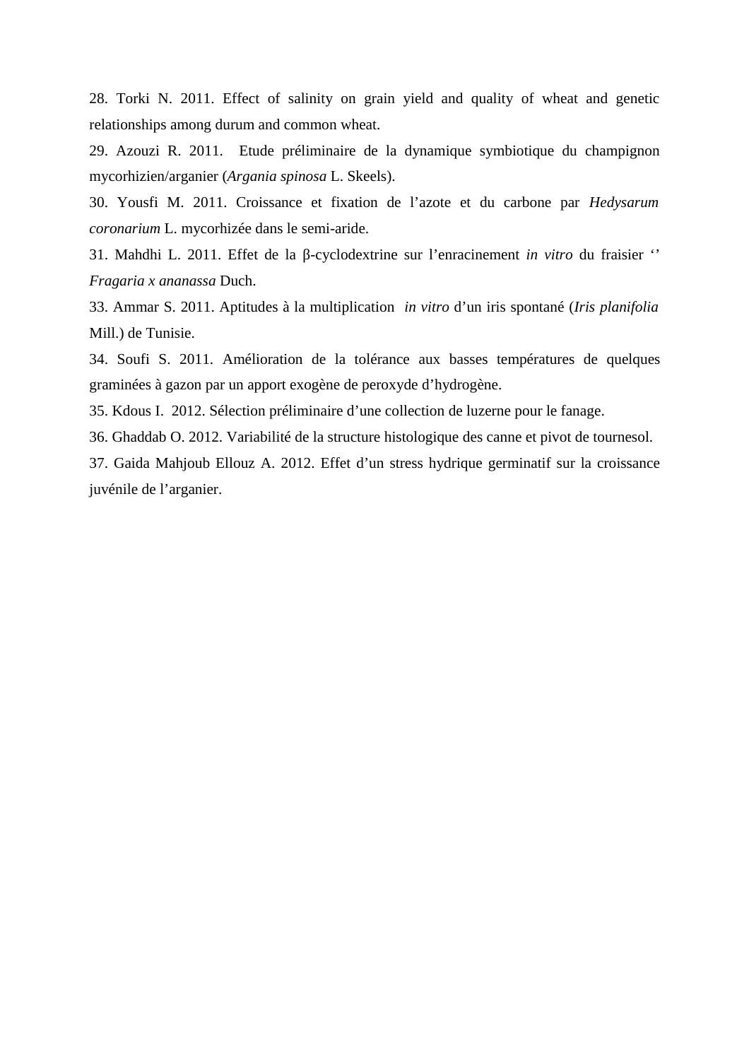28. Torki N. 2011. Effect of salinity on grain yield and quality of wheat and genetic relationships among durum and common wheat.

29. Azouzi R. 2011. Etude préliminaire de la dynamique symbiotique du champignon mycorhizien/arganier (*Argania spinosa* L. Skeels).

30. Yousfi M. 2011. Croissance et fixation de l'azote et du carbone par *Hedysarum coronarium* L. mycorhizée dans le semi-aride.

31. Mahdhi L. 2011. Effet de la β-cyclodextrine sur l'enracinement *in vitro* du fraisier '' *Fragaria x ananassa* Duch.

33. Ammar S. 2011. Aptitudes à la multiplication *in vitro* d'un iris spontané (*Iris planifolia* Mill.) de Tunisie.

34. Soufi S. 2011. Amélioration de la tolérance aux basses températures de quelques graminées à gazon par un apport exogène de peroxyde d'hydrogène.

35. Kdous I. 2012. Sélection préliminaire d'une collection de luzerne pour le fanage.

36. Ghaddab O. 2012. Variabilité de la structure histologique des canne et pivot de tournesol.

37. Gaida Mahjoub Ellouz A. 2012. Effet d'un stress hydrique germinatif sur la croissance juvénile de l'arganier.